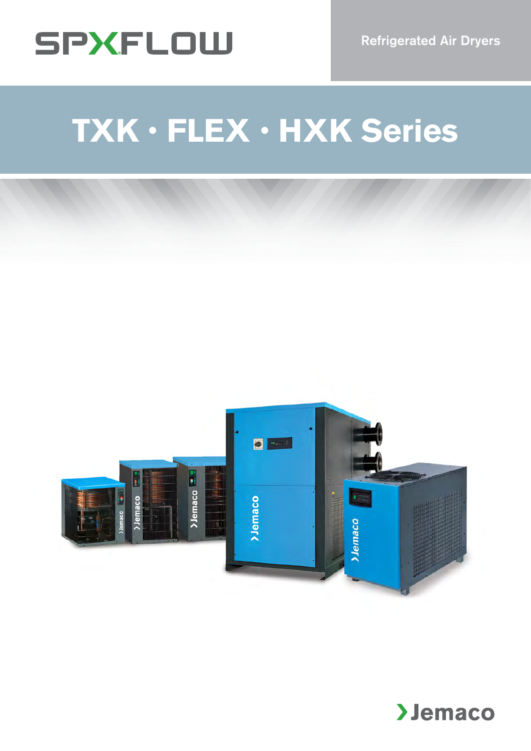SPXFLOW

Refrigerated Air Dryers

# TXK · FLEX · HXK Series

Jemaco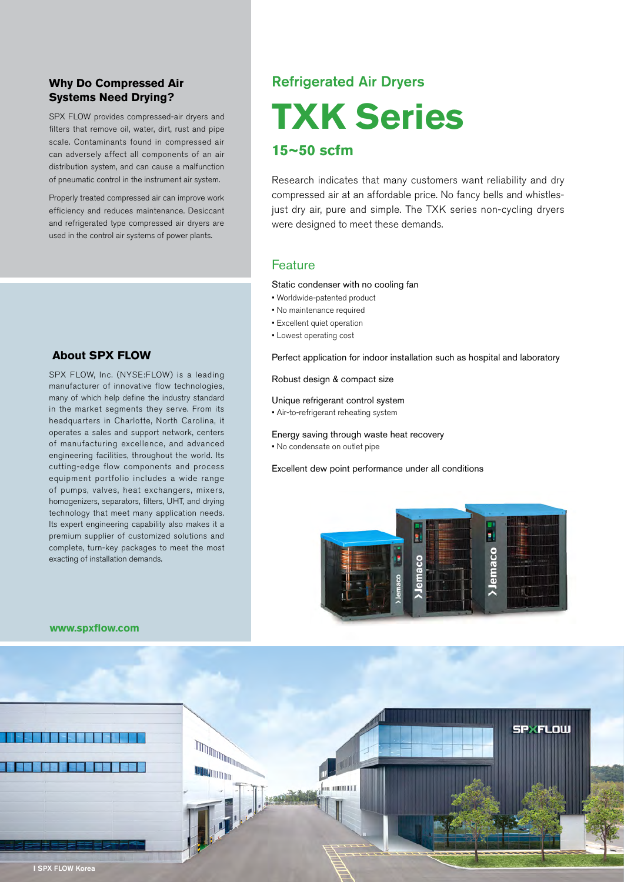## Why Do Compressed Air Systems Need Drying?

SPX FLOW provides compressed-air dryers and filters that remove oil, water, dirt, rust and pipe scale. Contaminants found in compressed air can adversely affect all components of an air distribution system, and can cause a malfunction of pneumatic control in the instrument air system.

Properly treated compressed air can improve work efficiency and reduces maintenance. Desiccant and refrigerated type compressed air dryers are used in the control air systems of power plants.

## About SPX FLOW

SPX FLOW, Inc. (NYSE:FLOW) is a leading manufacturer of innovative flow technologies, many of which help define the industry standard in the market segments they serve. From its headquarters in Charlotte, North Carolina, it operates a sales and support network, centers of manufacturing excellence, and advanced engineering facilities, throughout the world. Its cutting-edge flow components and process equipment portfolio includes a wide range of pumps, valves, heat exchangers, mixers, homogenizers, separators, filters, UHT, and drying technology that meet many application needs. Its expert engineering capability also makes it a premium supplier of customized solutions and complete, turn-key packages to meet the most exacting of installation demands.

**www.spxflow.com**

## Refrigerated Air Dryers

# TXK Series

### 15~50 scfm

Research indicates that many customers want reliability and dry compressed air at an affordable price. No fancy bells and whistles-just dry air, pure and simple. The TXK series non-cycling dryers were designed to meet these demands.

## Feature

Static condenser with no cooling fan
- Worldwide-patented product
- No maintenance required
- Excellent quiet operation
- Lowest operating cost

Perfect application for indoor installation such as hospital and laboratory

Robust design & compact size

Unique refrigerant control system
- Air-to-refrigerant reheating system

Energy saving through waste heat recovery
- No condensate on outlet pipe

Excellent dew point performance under all conditions

I SPX FLOW Korea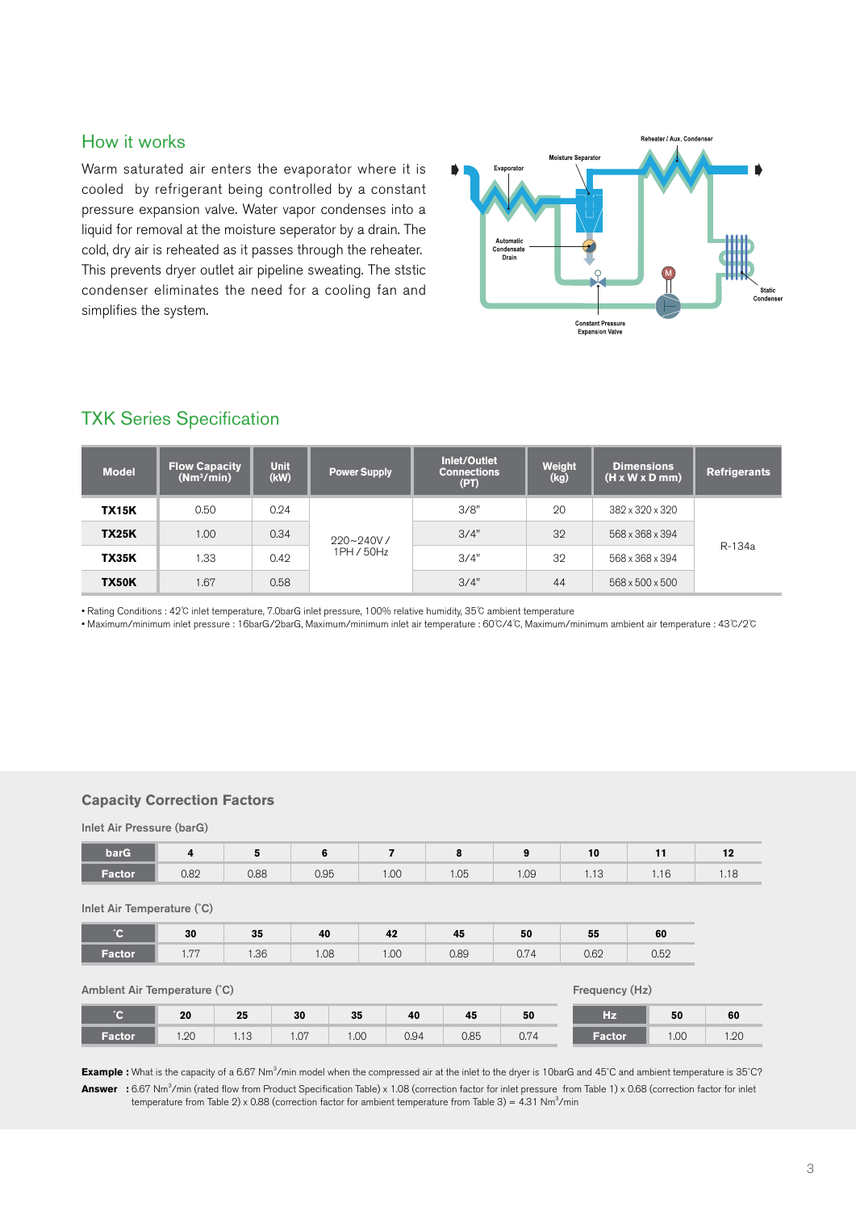## How it works

Warm saturated air enters the evaporator where it is cooled by refrigerant being controlled by a constant pressure expansion valve. Water vapor condenses into a liquid for removal at the moisture seperator by a drain. The cold, dry air is reheated as it passes through the reheater. This prevents dryer outlet air pipeline sweating. Theststic condenser eliminates the need for a cooling fan and simplifies the system.

Reheater / Aux. Condenser

Moisture Separator

Evaporator

Automatic Condensate Drain

Static Condenser

Constant Pressure Expansion Valve

## TXK Series Specification

| Model | Flow Capacity (Nm³/min) | Unit (kW) | Power Supply | Inlet/Outlet Connections (PT) | Weight (kg) | Dimensions (H x W x D mm) | Refrigerants |
|---|---|---|---|---|---|---|---|
| TX15K | 0.50 | 0.24 | 220~240V / 1PH / 50Hz | 3/8" | 20 | 382 x 320 x 320 | R-134a |
| TX25K | 1.00 | 0.34 | | 3/4" | 32 | 568 x 368 x 394 | |
| TX35K | 1.33 | 0.42 | | 3/4" | 32 | 568 x 368 x 394 | |
| TX50K | 1.67 | 0.58 | | 3/4" | 44 | 568 x 500 x 500 | |

- Rating Conditions : 42℃ inlet temperature, 7.0barG inlet pressure, 100% relative humidity, 35℃ ambient temperature
- Maximum/minimum inlet pressure : 16barG/2barG, Maximum/minimum inlet air temperature : 60℃/4℃, Maximum/minimum ambient air temperature : 43℃/2℃

### Capacity Correction Factors

Inlet Air Pressure (barG)

| barG | 4 | 5 | 6 | 7 | 8 | 9 | 10 | 11 | 12 |
|---|---|---|---|---|---|---|---|---|---|
| Factor | 0.82 | 0.88 | 0.95 | 1.00 | 1.05 | 1.09 | 1.13 | 1.16 | 1.18 |

Inlet Air Temperature (˚C)

| ˚C | 30 | 35 | 40 | 42 | 45 | 50 | 55 | 60 |
|---|---|---|---|---|---|---|---|---|
| Factor | 1.77 | 1.36 | 1.08 | 1.00 | 0.89 | 0.74 | 0.62 | 0.52 |

Ambient Air Temperature (˚C)

| ˚C | 20 | 25 | 30 | 35 | 40 | 45 | 50 |
|---|---|---|---|---|---|---|---|
| Factor | 1.20 | 1.13 | 1.07 | 1.00 | 0.94 | 0.85 | 0.74 |

Frequency (Hz)

| Hz | 50 | 60 |
|---|---|---|
| Factor | 1.00 | 1.20 |

**Example :** What is the capacity of a 6.67 Nm³/min model when the compressed air at the inlet to the dryer is 10barG and 45˚C and ambient temperature is 35˚C?

**Answer :** 6.67 Nm³/min (rated flow from Product Specification Table) x 1.08 (correction factor for inlet pressure from Table 1) x 0.68 (correction factor for inlet temperature from Table 2) x 0.88 (correction factor for ambient temperature from Table 3) = 4.31 Nm³/min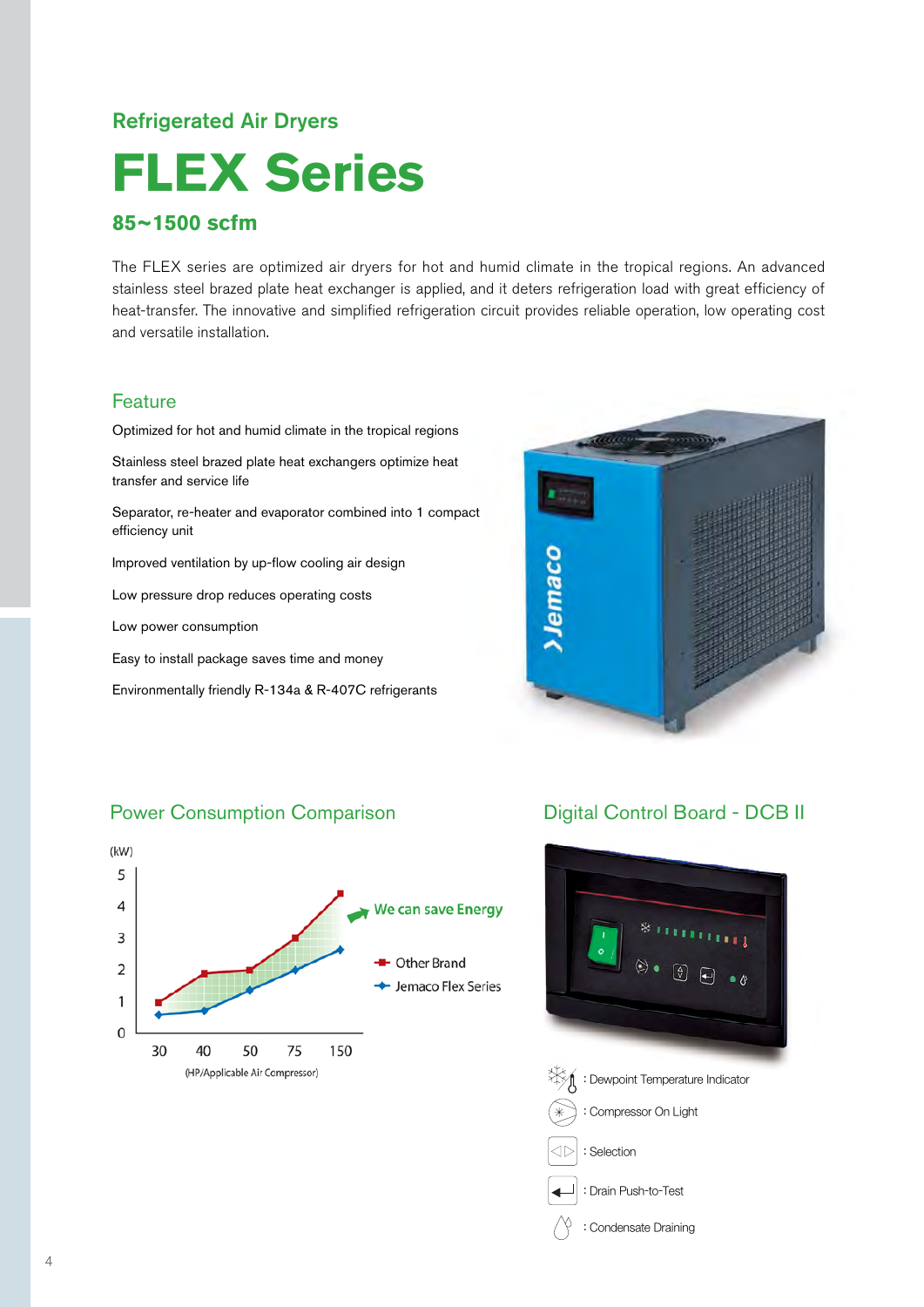## Refrigerated Air Dryers

# FLEX Series

### 85~1500 scfm

The FLEX series are optimized air dryers for hot and humid climate in the tropical regions. An advanced stainless steel brazed plate heat exchanger is applied, and it deters refrigeration load with great efficiency of heat-transfer. The innovative and simplified refrigeration circuit provides reliable operation, low operating cost and versatile installation.

## Feature

Optimized for hot and humid climate in the tropical regions

Stainless steel brazed plate heat exchangers optimize heat transfer and service life

Separator, re-heater and evaporator combined into 1 compact efficiency unit

Improved ventilation by up-flow cooling air design

Low pressure drop reduces operating costs

Low power consumption

Easy to install package saves time and money

Environmentally friendly R-134a & R-407C refrigerants

## Power Consumption Comparison

(kW)

We can save Energy

- Other Brand
- Jemaco Flex Series

30 40 50 75 150

(HP/Applicable Air Compressor)

## Digital Control Board - DCB II

: Dewpoint Temperature Indicator

: Compressor On Light

: Selection

: Drain Push-to-Test

: Condensate Draining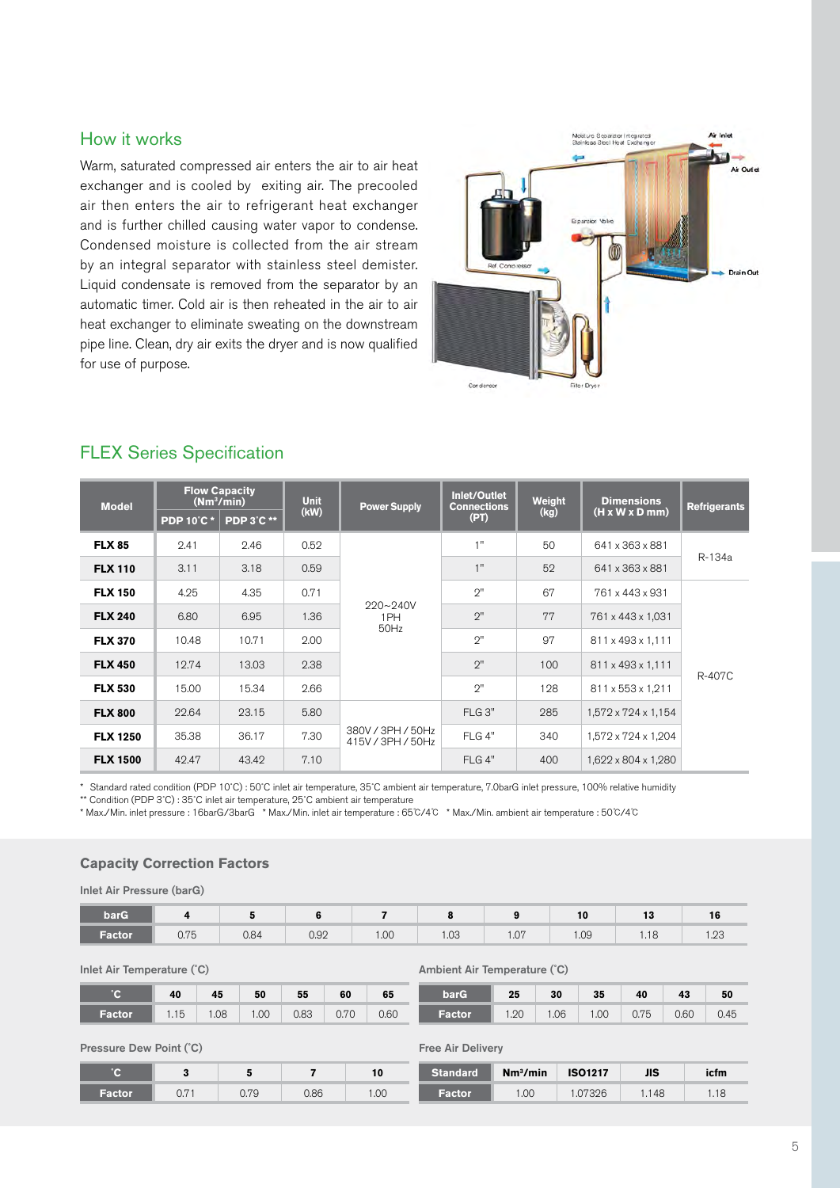## How it works

Warm, saturated compressed air enters the air to air heat exchanger and is cooled by exiting air. The precooled air then enters the air to refrigerant heat exchanger and is further chilled causing water vapor to condense. Condensed moisture is collected from the air stream by an integral separator with stainless steel demister. Liquid condensate is removed from the separator by an automatic timer. Cold air is then reheated in the air to air heat exchanger to eliminate sweating on the downstream pipe line. Clean, dry air exits the dryer and is now qualified for use of purpose.

## FLEX Series Specification

| Model | Flow Capacity ($Nm^3$/min) | | Unit (kW) | Power Supply | Inlet/Outlet Connections (PT) | Weight (kg) | Dimensions (H x W x D mm) | Refrigerants |
|---|---|---|---|---|---|---|---|---|
| | PDP 10˚C * | PDP 3˚C ** | | | | | | |
| **FLX 85** | 2.41 | 2.46 | 0.52 | 220~240V 1PH 50Hz | 1" | 50 | 641 x 363 x 881 | R-134a |
| **FLX 110** | 3.11 | 3.18 | 0.59 | | 1" | 52 | 641 x 363 x 881 | |
| **FLX 150** | 4.25 | 4.35 | 0.71 | | 2" | 67 | 761 x 443 x 931 | R-407C |
| **FLX 240** | 6.80 | 6.95 | 1.36 | | 2" | 77 | 761 x 443 x 1,031 | |
| **FLX 370** | 10.48 | 10.71 | 2.00 | | 2" | 97 | 811 x 493 x 1,111 | |
| **FLX 450** | 12.74 | 13.03 | 2.38 | | 2" | 100 | 811 x 493 x 1,111 | |
| **FLX 530** | 15.00 | 15.34 | 2.66 | | 2" | 128 | 811 x 553 x 1,211 | |
| **FLX 800** | 22.64 | 23.15 | 5.80 | 380V / 3PH / 50Hz 415V / 3PH / 50Hz | FLG 3" | 285 | 1,572 x 724 x 1,154 | |
| **FLX 1250** | 35.38 | 36.17 | 7.30 | | FLG 4" | 340 | 1,572 x 724 x 1,204 | |
| **FLX 1500** | 42.47 | 43.42 | 7.10 | | FLG 4" | 400 | 1,622 x 804 x 1,280 | |

\* Standard rated condition (PDP 10˚C) : 50˚C inlet air temperature, 35˚C ambient air temperature, 7.0barG inlet pressure, 100% relative humidity
\*\* Condition (PDP 3˚C) : 35˚C inlet air temperature, 25˚C ambient air temperature
\* Max./Min. inlet pressure : 16barG/3barG   \* Max./Min. inlet air temperature : 65℃/4℃   \* Max./Min. ambient air temperature : 50℃/4℃

### Capacity Correction Factors

**Inlet Air Pressure (barG)**

| barG | 4 | 5 | 6 | 7 | 8 | 9 | 10 | 13 | 16 |
|---|---|---|---|---|---|---|---|---|---|
| Factor | 0.75 | 0.84 | 0.92 | 1.00 | 1.03 | 1.07 | 1.09 | 1.18 | 1.23 |

**Inlet Air Temperature (˚C)**

| ˚C | 40 | 45 | 50 | 55 | 60 | 65 |
|---|---|---|---|---|---|---|
| Factor | 1.15 | 1.08 | 1.00 | 0.83 | 0.70 | 0.60 |

**Ambient Air Temperature (˚C)**

| barG | 25 | 30 | 35 | 40 | 43 | 50 |
|---|---|---|---|---|---|---|
| Factor | 1.20 | 1.06 | 1.00 | 0.75 | 0.60 | 0.45 |

**Pressure Dew Point (˚C)**

| ˚C | 3 | 5 | 7 | 10 |
|---|---|---|---|---|
| Factor | 0.71 | 0.79 | 0.86 | 1.00 |

**Free Air Delivery**

| Standard | $Nm^3$/min | ISO1217 | JIS | icfm |
|---|---|---|---|---|
| Factor | 1.00 | 1.07326 | 1.148 | 1.18 |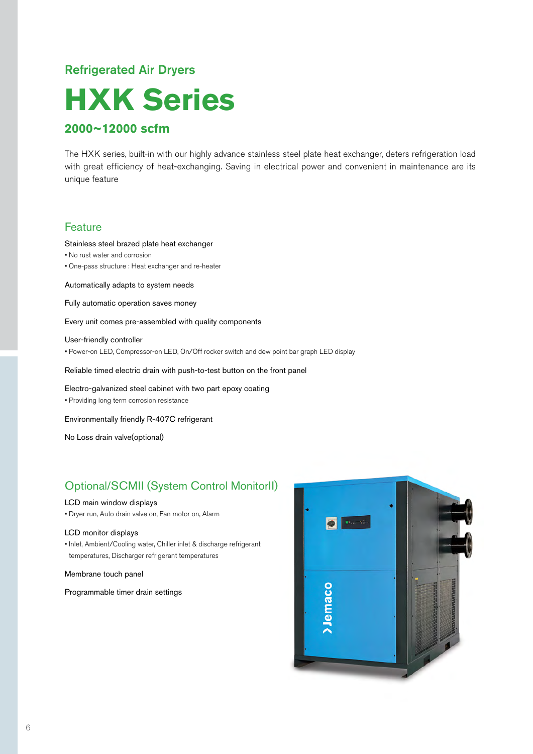## Refrigerated Air Dryers

# HXK Series

### 2000~12000 scfm

The HXK series, built-in with our highly advance stainless steel plate heat exchanger, deters refrigeration load with great efficiency of heat-exchanging. Saving in electrical power and convenient in maintenance are its unique feature

## Feature

Stainless steel brazed plate heat exchanger

- No rust water and corrosion
- One-pass structure : Heat exchanger and re-heater

Automatically adapts to system needs

Fully automatic operation saves money

Every unit comes pre-assembled with quality components

User-friendly controller

- Power-on LED, Compressor-on LED, On/Off rocker switch and dew point bar graph LED display

Reliable timed electric drain with push-to-test button on the front panel

Electro-galvanized steel cabinet with two part epoxy coating

- Providing long term corrosion resistance

Environmentally friendly R-407C refrigerant

No Loss drain valve(optional)

## Optional/SCMII (System Control MonitorII)

LCD main window displays

- Dryer run, Auto drain valve on, Fan motor on, Alarm

LCD monitor displays

- Inlet, Ambient/Cooling water, Chiller inlet & discharge refrigerant temperatures, Discharger refrigerant temperatures

Membrane touch panel

Programmable timer drain settings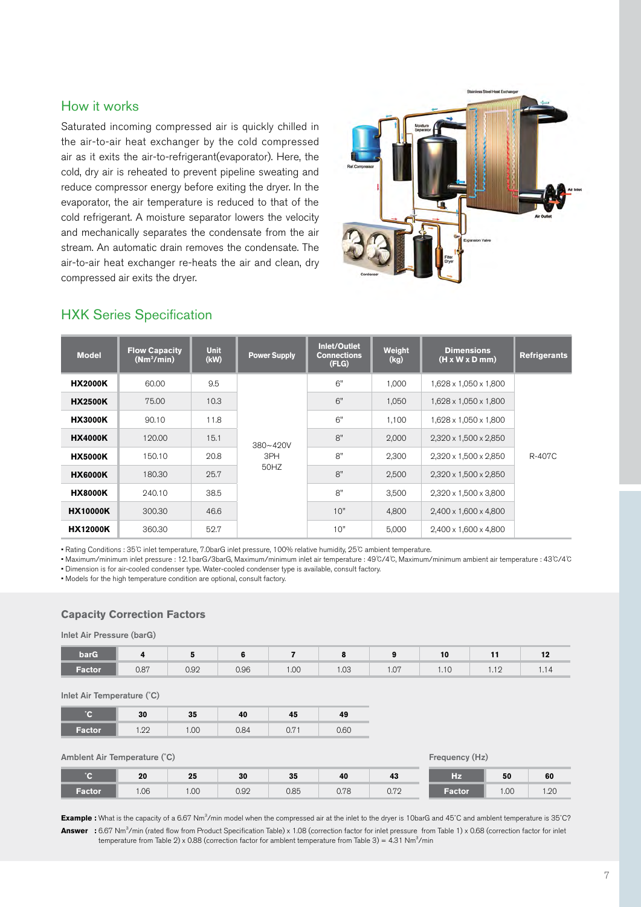## How it works

Saturated incoming compressed air is quickly chilled in the air-to-air heat exchanger by the cold compressed air as it exits the air-to-refrigerant(evaporator). Here, the cold, dry air is reheated to prevent pipeline sweating and reduce compressor energy before exiting the dryer. In the evaporator, the air temperature is reduced to that of the cold refrigerant. A moisture separator lowers the velocity and mechanically separates the condensate from the air stream. An automatic drain removes the condensate. The air-to-air heat exchanger re-heats the air and clean, dry compressed air exits the dryer.

## HXK Series Specification

| Model | Flow Capacity (Nm³/min) | Unit (kW) | Power Supply | Inlet/Outlet Connections (FLG) | Weight (kg) | Dimensions (H x W x D mm) | Refrigerants |
|---|---|---|---|---|---|---|---|
| **HX2000K** | 60.00 | 9.5 | 380~420V 3PH 50HZ | 6" | 1,000 | 1,628 x 1,050 x 1,800 | R-407C |
| **HX2500K** | 75.00 | 10.3 | | 6" | 1,050 | 1,628 x 1,050 x 1,800 | |
| **HX3000K** | 90.10 | 11.8 | | 6" | 1,100 | 1,628 x 1,050 x 1,800 | |
| **HX4000K** | 120.00 | 15.1 | | 8" | 2,000 | 2,320 x 1,500 x 2,850 | |
| **HX5000K** | 150.10 | 20.8 | | 8" | 2,300 | 2,320 x 1,500 x 2,850 | |
| **HX6000K** | 180.30 | 25.7 | | 8" | 2,500 | 2,320 x 1,500 x 2,850 | |
| **HX8000K** | 240.10 | 38.5 | | 8" | 3,500 | 2,320 x 1,500 x 3,800 | |
| **HX10000K** | 300.30 | 46.6 | | 10" | 4,800 | 2,400 x 1,600 x 4,800 | |
| **HX12000K** | 360.30 | 52.7 | | 10" | 5,000 | 2,400 x 1,600 x 4,800 | |

- Rating Conditions : 35℃ inlet temperature, 7.0barG inlet pressure, 100% relative humidity, 25℃ ambient temperature.
- Maximum/minimum inlet pressure : 12.1barG/3barG, Maximum/minimum inlet air temperature : 49℃/4℃, Maximum/minimum ambient air temperature : 43℃/4℃
- Dimension is for air-cooled condenser type. Water-cooled condenser type is available, consult factory.
- Models for the high temperature condition are optional, consult factory.

### Capacity Correction Factors

Inlet Air Pressure (barG)

| barG | 4 | 5 | 6 | 7 | 8 | 9 | 10 | 11 | 12 |
|---|---|---|---|---|---|---|---|---|---|
| Factor | 0.87 | 0.92 | 0.96 | 1.00 | 1.03 | 1.07 | 1.10 | 1.12 | 1.14 |

Inlet Air Temperature (˚C)

| ˚C | 30 | 35 | 40 | 45 | 49 |
|---|---|---|---|---|---|
| Factor | 1.22 | 1.00 | 0.84 | 0.71 | 0.60 |

Ambient Air Temperature (˚C)

| ˚C | 20 | 25 | 30 | 35 | 40 | 43 |
|---|---|---|---|---|---|---|
| Factor | 1.06 | 1.00 | 0.92 | 0.85 | 0.78 | 0.72 |

Frequency (Hz)

| Hz | 50 | 60 |
|---|---|---|
| Factor | 1.00 | 1.20 |

**Example :** What is the capacity of a 6.67 Nm³/min model when the compressed air at the inlet to the dryer is 10barG and 45˚C and ambient temperature is 35˚C?

**Answer :** 6.67 Nm³/min (rated flow from Product Specification Table) x 1.08 (correction factor for inlet pressure from Table 1) x 0.68 (correction factor for inlet temperature from Table 2) x 0.88 (correction factor for ambient temperature from Table 3) = 4.31 Nm³/min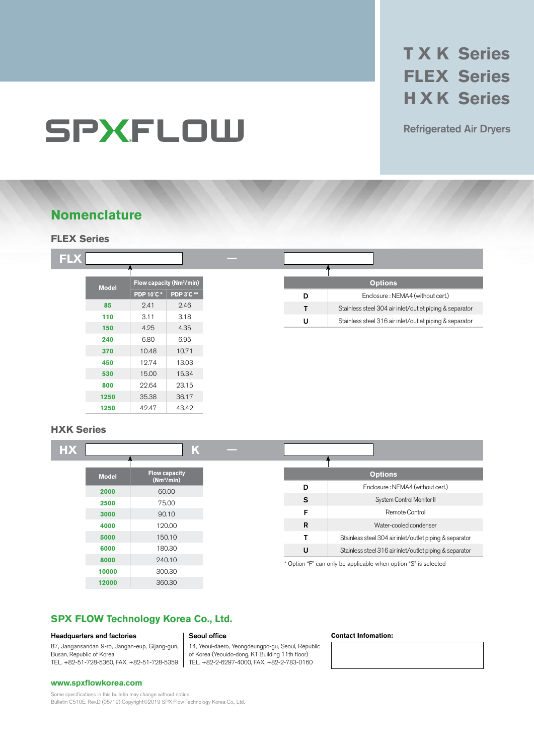# T X K Series
# FLEX Series
# H X K Series

Refrigerated Air Dryers

SPXFLOW

## Nomenclature

### FLEX Series

FLX [ ] — [ ]

| Model | Flow capacity (Nm³/min) | |
|---|---|---|
| | PDP 10˚C * | PDP 3˚C ** |
| 85 | 2.41 | 2.46 |
| 110 | 3.11 | 3.18 |
| 150 | 4.25 | 4.35 |
| 240 | 6.80 | 6.95 |
| 370 | 10.48 | 10.71 |
| 450 | 12.74 | 13.03 |
| 530 | 15.00 | 15.34 |
| 800 | 22.64 | 23.15 |
| 1250 | 35.38 | 36.17 |
| 1250 | 42.47 | 43.42 |

| Options | |
|---|---|
| D | Enclosure : NEMA4 (without cert.) |
| T | Stainless steel 304 air inlet/outlet piping & separator |
| U | Stainless steel 316 air inlet/outlet piping & separator |

### HXK Series

HX [ ] K — [ ]

| Model | Flow capacity (Nm³/min) |
|---|---|
| 2000 | 60.00 |
| 2500 | 75.00 |
| 3000 | 90.10 |
| 4000 | 120.00 |
| 5000 | 150.10 |
| 6000 | 180.30 |
| 8000 | 240.10 |
| 10000 | 300.30 |
| 12000 | 360.30 |

| Options | |
|---|---|
| D | Enclosure : NEMA4 (without cert.) |
| S | System Control Monitor II |
| F | Remote Control |
| R | Water-cooled condenser |
| T | Stainless steel 304 air inlet/outlet piping & separator |
| U | Stainless steel 316 air inlet/outlet piping & separator |

* Option "F" can only be applicable when option "S" is selected

## SPX FLOW Technology Korea Co., Ltd.

**Headquarters and factories**

87, Jangansandan 9-ro, Jangan-eup, Gijang-gun, Busan, Republic of Korea
TEL. +82-51-728-5360, FAX. +82-51-728-5359

**Seoul office**

14, Yeoui-daero, Yeongdeungpo-gu, Seoul, Republic of Korea (Yeouido-dong, KT Building 11th floor)
TEL. +82-2-6297-4000, FAX. +82-2-783-0160

**Contact Infomation:**

**www.spxflowkorea.com**

Some specifications in this bulletin may change without notice.
Bulletin C510E, Rev.D (05/19) Copyright©2019 SPX Flow Technology Korea Co., Ltd.